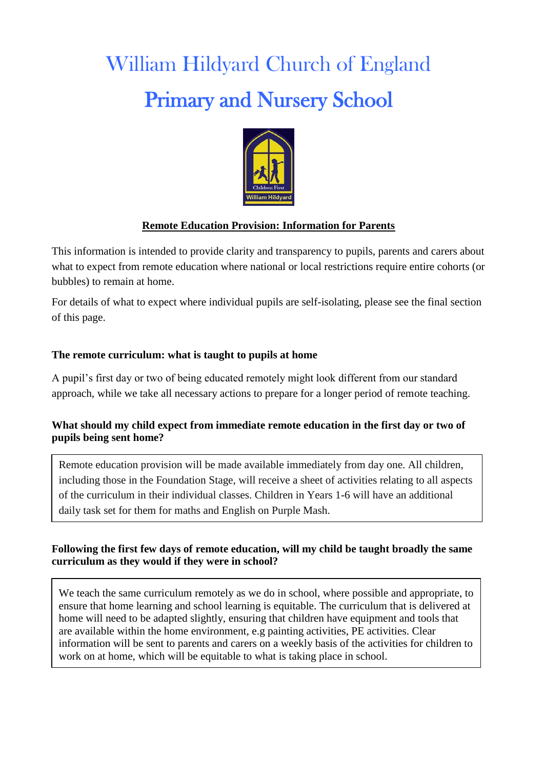# William Hildyard Church of England

# Primary and Nursery School

**Remote Education Provision: Information for Parents**

This information is intended to provide clarity and transparency to pupils, parents and carers about what to expect from remote education where national or local restrictions require entire cohorts (or bubbles) to remain at home.

For details of what to expect where individual pupils are self-isolating, please see the final section of this page.

### The remote curriculum: what is taught to pupils at home

A pupil's first day or two of being educated remotely might look different from our standard approach, while we take all necessary actions to prepare for a longer period of remote teaching.

### What should my child expect from immediate remote education in the first day or two of pupils being sent home?

Remote education provision will be made available immediately from day one. All children, including those in the Foundation Stage, will receive a sheet of activities relating to all aspects of the curriculum in their individual classes. Children in Years 1-6 will have an additional daily task set for them for maths and English on Purple Mash.

### Following the first few days of remote education, will my child be taught broadly the same curriculum as they would if they were in school?

We teach the same curriculum remotely as we do in school, where possible and appropriate, to ensure that home learning and school learning is equitable. The curriculum that is delivered at home will need to be adapted slightly, ensuring that children have equipment and tools that are available within the home environment, e.g painting activities, PE activities. Clear information will be sent to parents and carers on a weekly basis of the activities for children to work on at home, which will be equitable to what is taking place in school.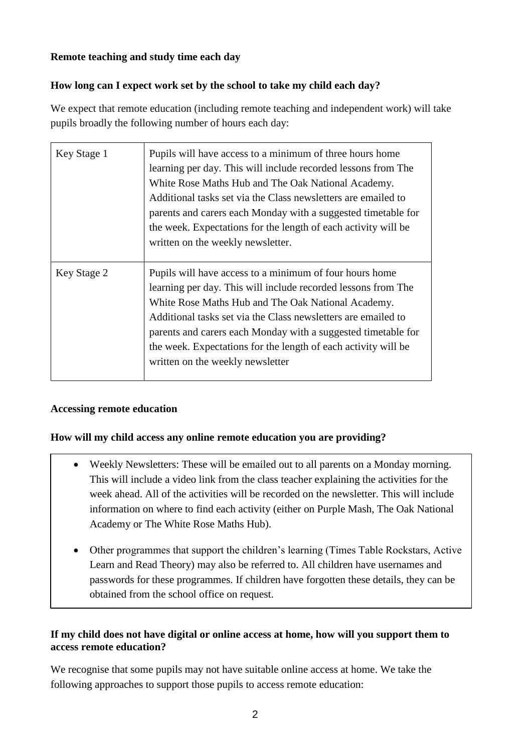**Remote teaching and study time each day**

**How long can I expect work set by the school to take my child each day?**

We expect that remote education (including remote teaching and independent work) will take pupils broadly the following number of hours each day:

| | |
|---|---|
| Key Stage 1 | Pupils will have access to a minimum of three hours home learning per day. This will include recorded lessons from The White Rose Maths Hub and The Oak National Academy. Additional tasks set via the Class newsletters are emailed to parents and carers each Monday with a suggested timetable for the week. Expectations for the length of each activity will be written on the weekly newsletter. |
| Key Stage 2 | Pupils will have access to a minimum of four hours home learning per day. This will include recorded lessons from The White Rose Maths Hub and The Oak National Academy. Additional tasks set via the Class newsletters are emailed to parents and carers each Monday with a suggested timetable for the week. Expectations for the length of each activity will be written on the weekly newsletter |

**Accessing remote education**

**How will my child access any online remote education you are providing?**

- Weekly Newsletters: These will be emailed out to all parents on a Monday morning. This will include a video link from the class teacher explaining the activities for the week ahead. All of the activities will be recorded on the newsletter. This will include information on where to find each activity (either on Purple Mash, The Oak National Academy or The White Rose Maths Hub).
- Other programmes that support the children's learning (Times Table Rockstars, Active Learn and Read Theory) may also be referred to. All children have usernames and passwords for these programmes. If children have forgotten these details, they can be obtained from the school office on request.

**If my child does not have digital or online access at home, how will you support them to access remote education?**

We recognise that some pupils may not have suitable online access at home. We take the following approaches to support those pupils to access remote education: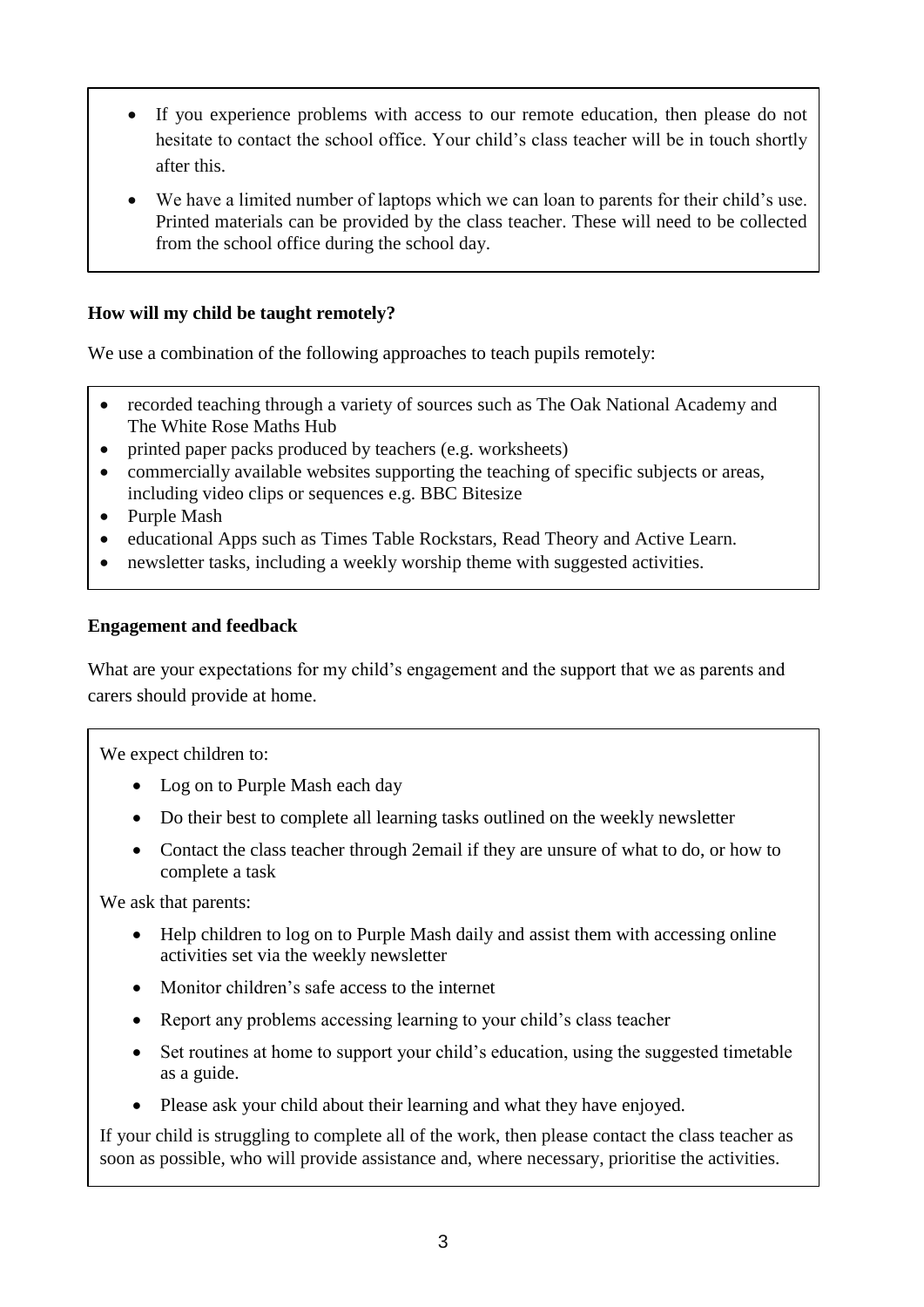- If you experience problems with access to our remote education, then please do not hesitate to contact the school office. Your child's class teacher will be in touch shortly after this.
- We have a limited number of laptops which we can loan to parents for their child's use. Printed materials can be provided by the class teacher. These will need to be collected from the school office during the school day.

**How will my child be taught remotely?**

We use a combination of the following approaches to teach pupils remotely:

- recorded teaching through a variety of sources such as The Oak National Academy and The White Rose Maths Hub
- printed paper packs produced by teachers (e.g. worksheets)
- commercially available websites supporting the teaching of specific subjects or areas, including video clips or sequences e.g. BBC Bitesize
- Purple Mash
- educational Apps such as Times Table Rockstars, Read Theory and Active Learn.
- newsletter tasks, including a weekly worship theme with suggested activities.

**Engagement and feedback**

What are your expectations for my child's engagement and the support that we as parents and carers should provide at home.

We expect children to:

- Log on to Purple Mash each day
- Do their best to complete all learning tasks outlined on the weekly newsletter
- Contact the class teacher through 2email if they are unsure of what to do, or how to complete a task

We ask that parents:

- Help children to log on to Purple Mash daily and assist them with accessing online activities set via the weekly newsletter
- Monitor children's safe access to the internet
- Report any problems accessing learning to your child's class teacher
- Set routines at home to support your child's education, using the suggested timetable as a guide.
- Please ask your child about their learning and what they have enjoyed.

If your child is struggling to complete all of the work, then please contact the class teacher as soon as possible, who will provide assistance and, where necessary, prioritise the activities.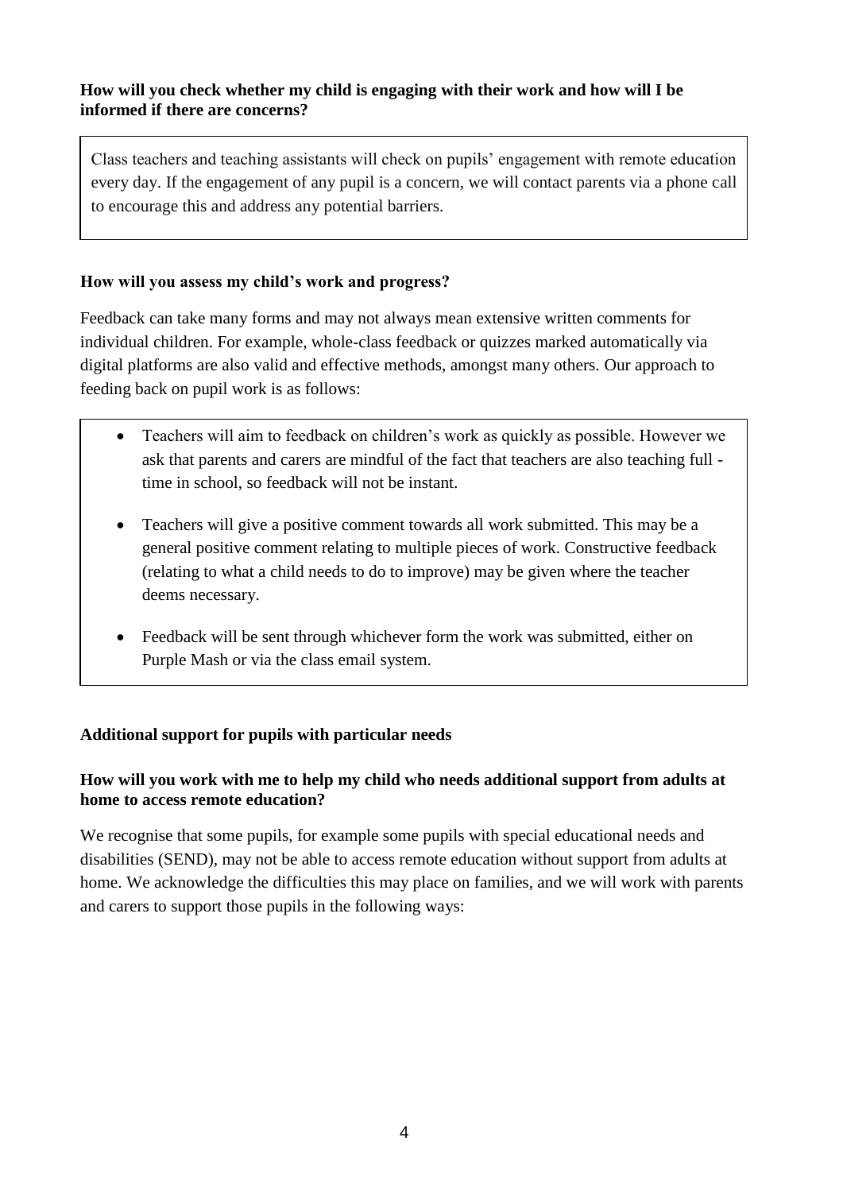**How will you check whether my child is engaging with their work and how will I be informed if there are concerns?**

Class teachers and teaching assistants will check on pupils' engagement with remote education every day. If the engagement of any pupil is a concern, we will contact parents via a phone call to encourage this and address any potential barriers.

**How will you assess my child's work and progress?**

Feedback can take many forms and may not always mean extensive written comments for individual children. For example, whole-class feedback or quizzes marked automatically via digital platforms are also valid and effective methods, amongst many others. Our approach to feeding back on pupil work is as follows:

- Teachers will aim to feedback on children's work as quickly as possible. However we ask that parents and carers are mindful of the fact that teachers are also teaching full - time in school, so feedback will not be instant.
- Teachers will give a positive comment towards all work submitted. This may be a general positive comment relating to multiple pieces of work. Constructive feedback (relating to what a child needs to do to improve) may be given where the teacher deems necessary.
- Feedback will be sent through whichever form the work was submitted, either on Purple Mash or via the class email system.

**Additional support for pupils with particular needs**

**How will you work with me to help my child who needs additional support from adults at home to access remote education?**

We recognise that some pupils, for example some pupils with special educational needs and disabilities (SEND), may not be able to access remote education without support from adults at home. We acknowledge the difficulties this may place on families, and we will work with parents and carers to support those pupils in the following ways: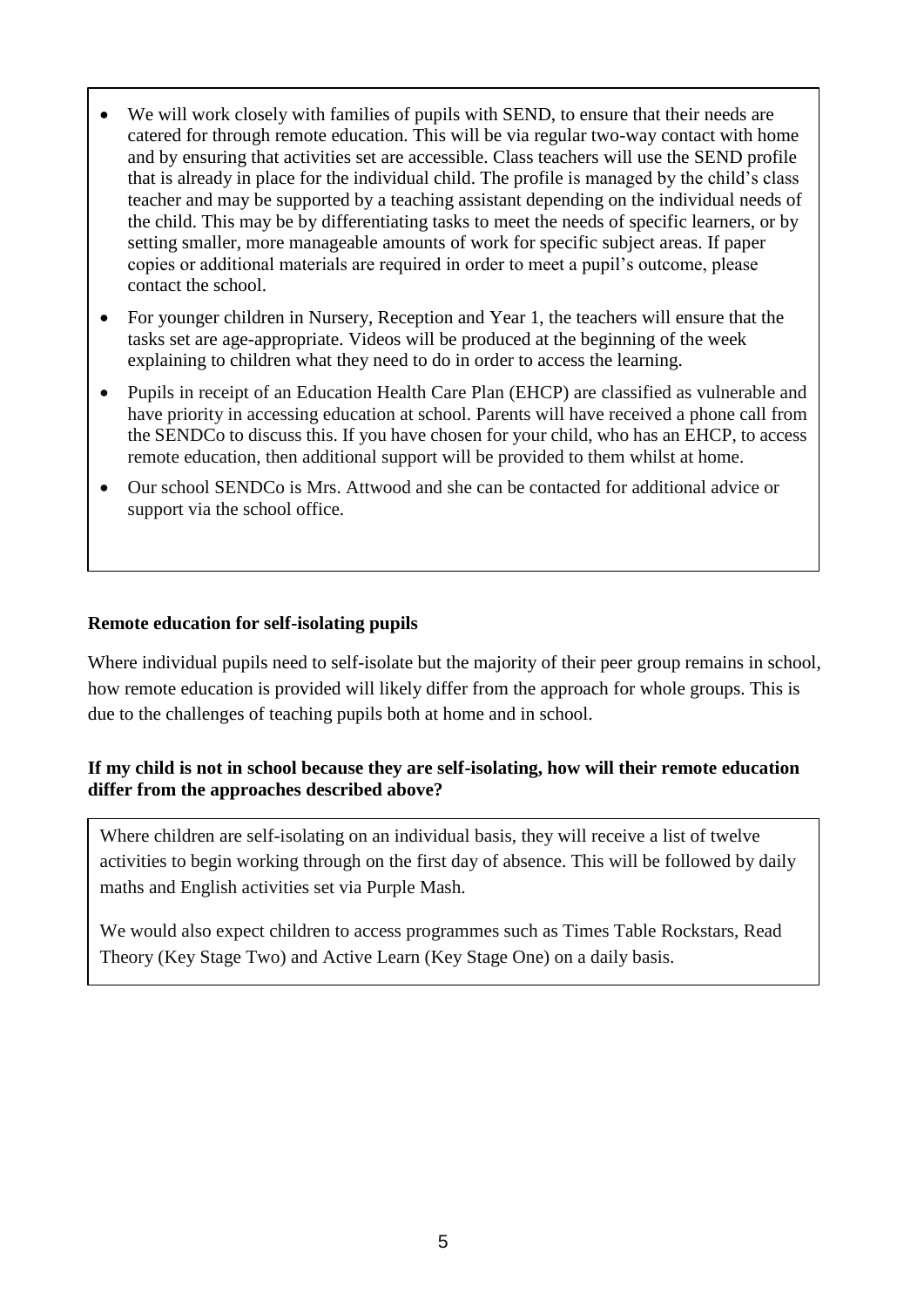- We will work closely with families of pupils with SEND, to ensure that their needs are catered for through remote education. This will be via regular two-way contact with home and by ensuring that activities set are accessible. Class teachers will use the SEND profile that is already in place for the individual child. The profile is managed by the child's class teacher and may be supported by a teaching assistant depending on the individual needs of the child. This may be by differentiating tasks to meet the needs of specific learners, or by setting smaller, more manageable amounts of work for specific subject areas. If paper copies or additional materials are required in order to meet a pupil's outcome, please contact the school.
- For younger children in Nursery, Reception and Year 1, the teachers will ensure that the tasks set are age-appropriate. Videos will be produced at the beginning of the week explaining to children what they need to do in order to access the learning.
- Pupils in receipt of an Education Health Care Plan (EHCP) are classified as vulnerable and have priority in accessing education at school. Parents will have received a phone call from the SENDCo to discuss this. If you have chosen for your child, who has an EHCP, to access remote education, then additional support will be provided to them whilst at home.
- Our school SENDCo is Mrs. Attwood and she can be contacted for additional advice or support via the school office.

**Remote education for self-isolating pupils**

Where individual pupils need to self-isolate but the majority of their peer group remains in school, how remote education is provided will likely differ from the approach for whole groups. This is due to the challenges of teaching pupils both at home and in school.

**If my child is not in school because they are self-isolating, how will their remote education differ from the approaches described above?**

Where children are self-isolating on an individual basis, they will receive a list of twelve activities to begin working through on the first day of absence. This will be followed by daily maths and English activities set via Purple Mash.

We would also expect children to access programmes such as Times Table Rockstars, Read Theory (Key Stage Two) and Active Learn (Key Stage One) on a daily basis.